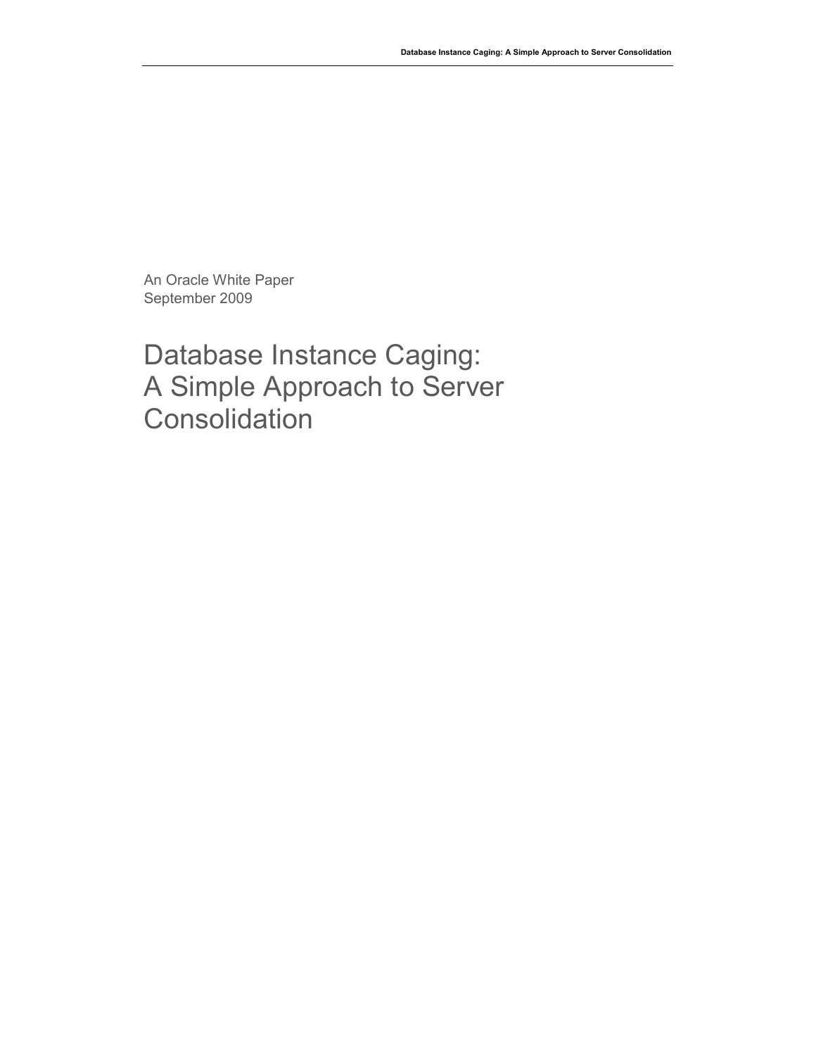An Oracle White Paper
September 2009

# Database Instance Caging: A Simple Approach to Server Consolidation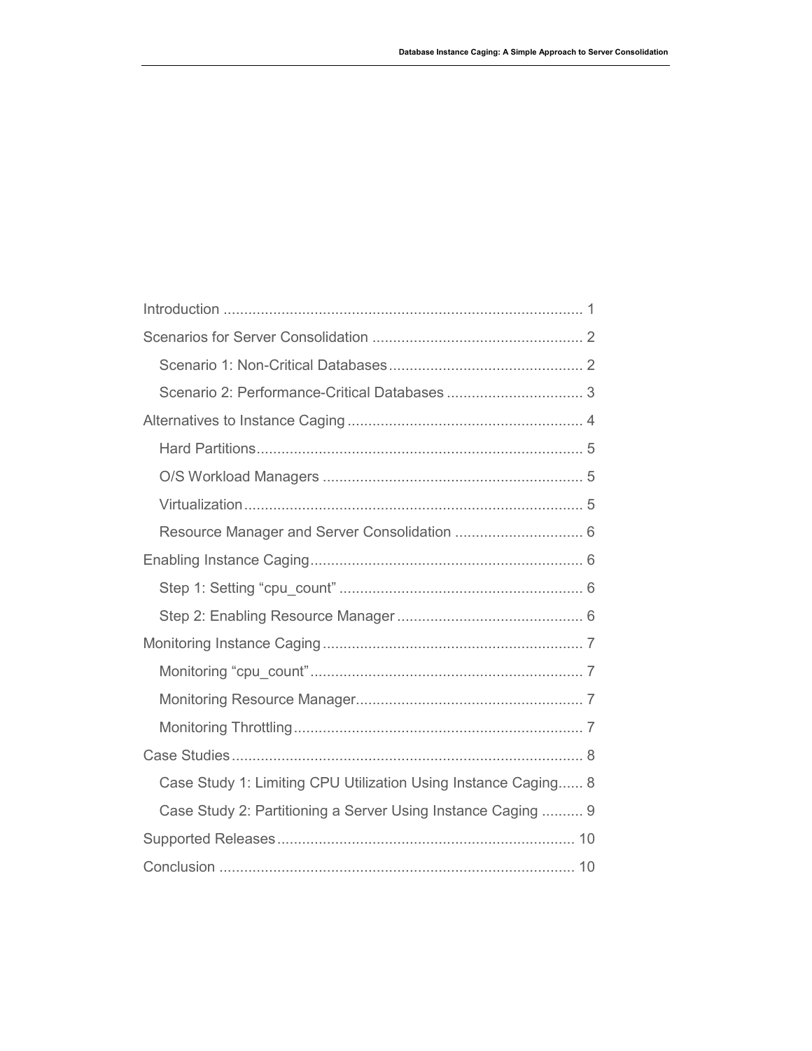Introduction ....................................................................................... 1

Scenarios for Server Consolidation .................................................. 2

- Scenario 1: Non-Critical Databases ............................................... 2
- Scenario 2: Performance-Critical Databases ................................. 3

Alternatives to Instance Caging ......................................................... 4

- Hard Partitions ............................................................................... 5
- O/S Workload Managers ............................................................... 5
- Virtualization .................................................................................. 5
- Resource Manager and Server Consolidation ............................... 6

Enabling Instance Caging .................................................................. 6

- Step 1: Setting "cpu_count" ........................................................... 6
- Step 2: Enabling Resource Manager ............................................. 6

Monitoring Instance Caging ............................................................... 7

- Monitoring "cpu_count" .................................................................. 7
- Monitoring Resource Manager ....................................................... 7
- Monitoring Throttling ...................................................................... 7

Case Studies ..................................................................................... 8

- Case Study 1: Limiting CPU Utilization Using Instance Caging ...... 8
- Case Study 2: Partitioning a Server Using Instance Caging .......... 9

Supported Releases ......................................................................... 10

Conclusion ....................................................................................... 10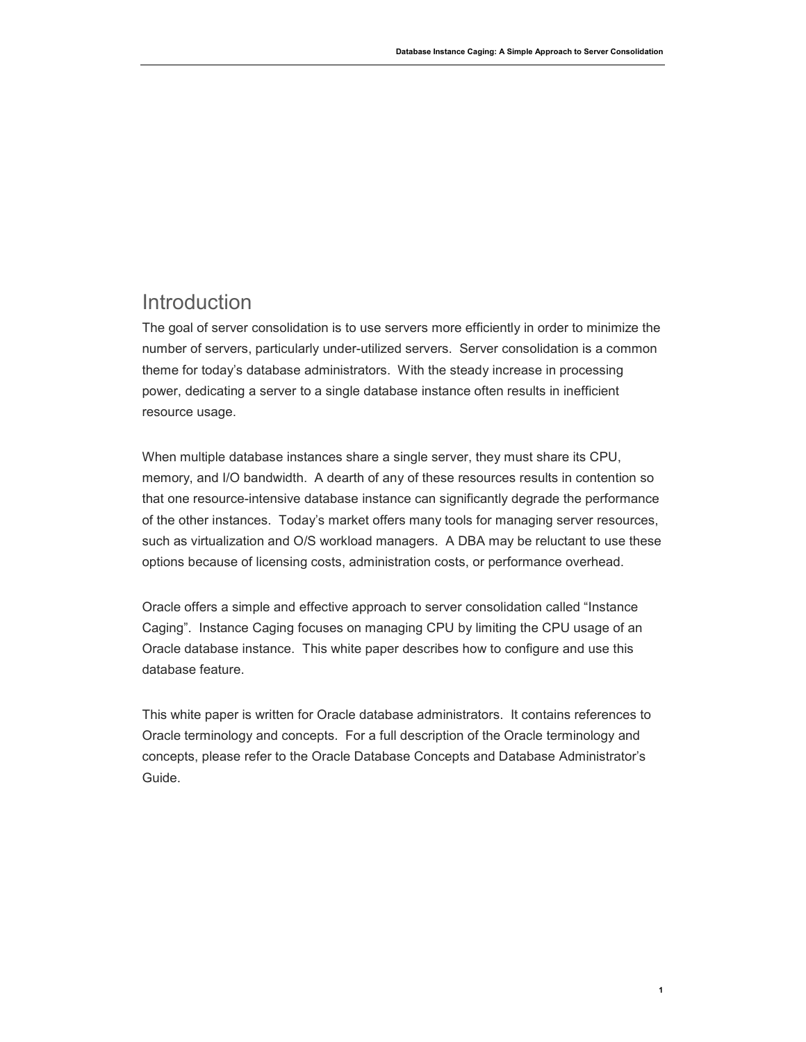## Introduction

The goal of server consolidation is to use servers more efficiently in order to minimize the number of servers, particularly under-utilized servers. Server consolidation is a common theme for today's database administrators. With the steady increase in processing power, dedicating a server to a single database instance often results in inefficient resource usage.

When multiple database instances share a single server, they must share its CPU, memory, and I/O bandwidth. A dearth of any of these resources results in contention so that one resource-intensive database instance can significantly degrade the performance of the other instances. Today's market offers many tools for managing server resources, such as virtualization and O/S workload managers. A DBA may be reluctant to use these options because of licensing costs, administration costs, or performance overhead.

Oracle offers a simple and effective approach to server consolidation called "Instance Caging". Instance Caging focuses on managing CPU by limiting the CPU usage of an Oracle database instance. This white paper describes how to configure and use this database feature.

This white paper is written for Oracle database administrators. It contains references to Oracle terminology and concepts. For a full description of the Oracle terminology and concepts, please refer to the Oracle Database Concepts and Database Administrator's Guide.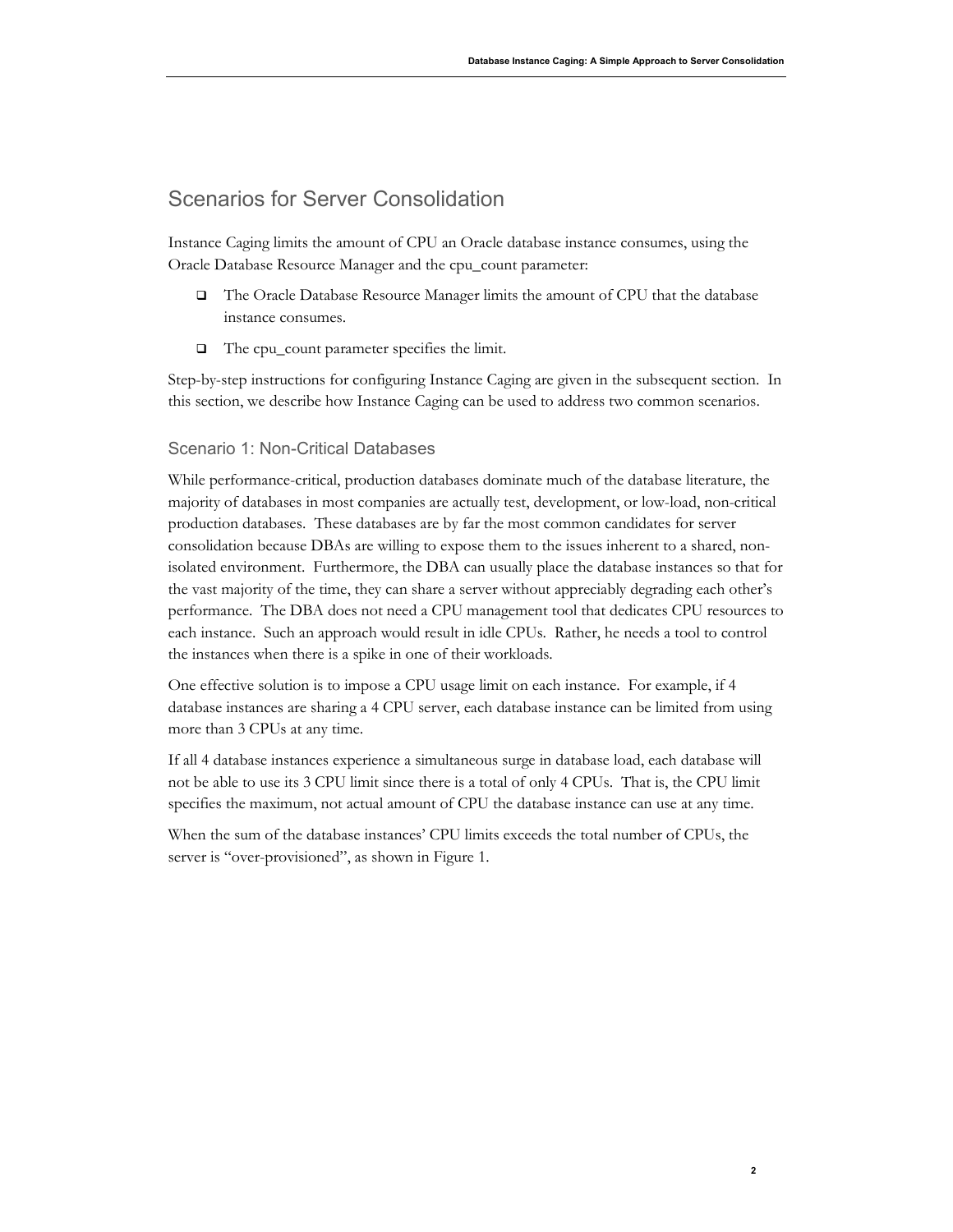## Scenarios for Server Consolidation

Instance Caging limits the amount of CPU an Oracle database instance consumes, using the Oracle Database Resource Manager and the cpu_count parameter:

- The Oracle Database Resource Manager limits the amount of CPU that the database instance consumes.
- The cpu_count parameter specifies the limit.

Step-by-step instructions for configuring Instance Caging are given in the subsequent section. In this section, we describe how Instance Caging can be used to address two common scenarios.

### Scenario 1: Non-Critical Databases

While performance-critical, production databases dominate much of the database literature, the majority of databases in most companies are actually test, development, or low-load, non-critical production databases. These databases are by far the most common candidates for server consolidation because DBAs are willing to expose them to the issues inherent to a shared, non-isolated environment. Furthermore, the DBA can usually place the database instances so that for the vast majority of the time, they can share a server without appreciably degrading each other's performance. The DBA does not need a CPU management tool that dedicates CPU resources to each instance. Such an approach would result in idle CPUs. Rather, he needs a tool to control the instances when there is a spike in one of their workloads.

One effective solution is to impose a CPU usage limit on each instance. For example, if 4 database instances are sharing a 4 CPU server, each database instance can be limited from using more than 3 CPUs at any time.

If all 4 database instances experience a simultaneous surge in database load, each database will not be able to use its 3 CPU limit since there is a total of only 4 CPUs. That is, the CPU limit specifies the maximum, not actual amount of CPU the database instance can use at any time.

When the sum of the database instances' CPU limits exceeds the total number of CPUs, the server is "over-provisioned", as shown in Figure 1.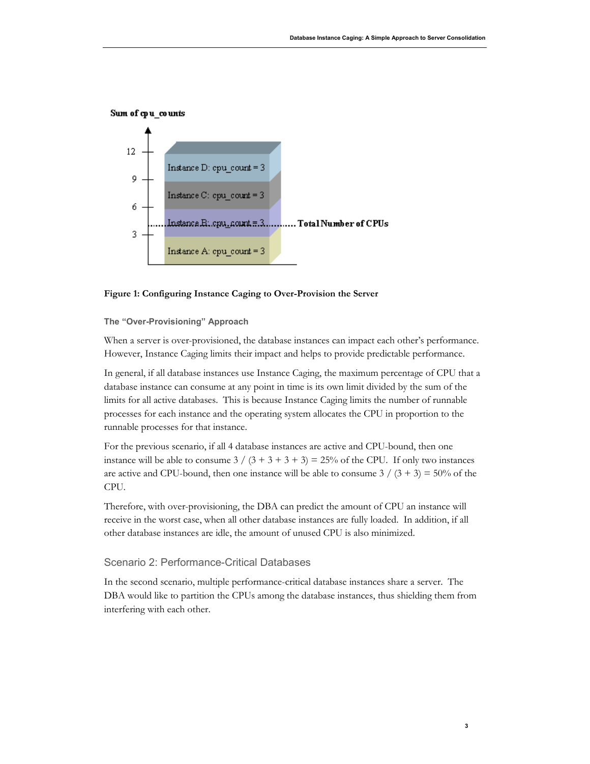**Figure 1: Configuring Instance Caging to Over-Provision the Server**

### The "Over-Provisioning" Approach

When a server is over-provisioned, the database instances can impact each other's performance. However, Instance Caging limits their impact and helps to provide predictable performance.

In general, if all database instances use Instance Caging, the maximum percentage of CPU that a database instance can consume at any point in time is its own limit divided by the sum of the limits for all active databases. This is because Instance Caging limits the number of runnable processes for each instance and the operating system allocates the CPU in proportion to the runnable processes for that instance.

For the previous scenario, if all 4 database instances are active and CPU-bound, then one instance will be able to consume 3 / (3 + 3 + 3 + 3) = 25% of the CPU. If only two instances are active and CPU-bound, then one instance will be able to consume 3 / (3 + 3) = 50% of the CPU.

Therefore, with over-provisioning, the DBA can predict the amount of CPU an instance will receive in the worst case, when all other database instances are fully loaded. In addition, if all other database instances are idle, the amount of unused CPU is also minimized.

## Scenario 2: Performance-Critical Databases

In the second scenario, multiple performance-critical database instances share a server. The DBA would like to partition the CPUs among the database instances, thus shielding them from interfering with each other.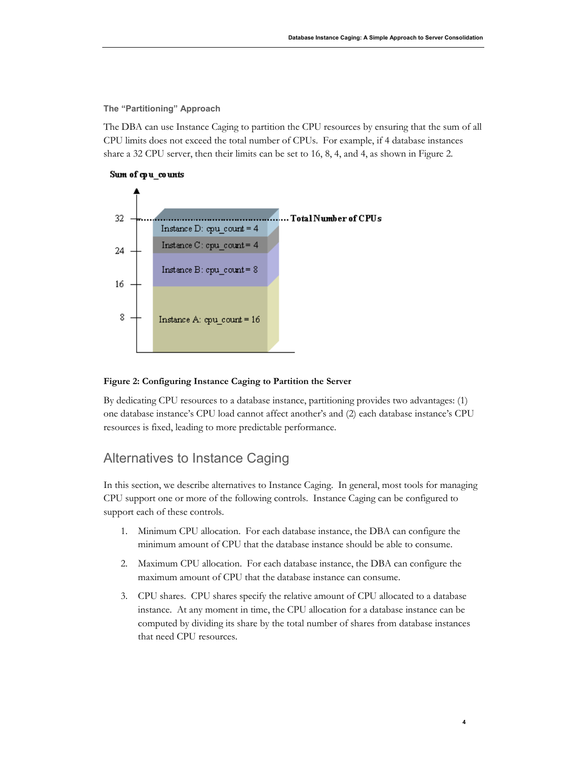### The "Partitioning" Approach

The DBA can use Instance Caging to partition the CPU resources by ensuring that the sum of all CPU limits does not exceed the total number of CPUs. For example, if 4 database instances share a 32 CPU server, then their limits can be set to 16, 8, 4, and 4, as shown in Figure 2.

**Figure 2: Configuring Instance Caging to Partition the Server**

By dedicating CPU resources to a database instance, partitioning provides two advantages: (1) one database instance's CPU load cannot affect another's and (2) each database instance's CPU resources is fixed, leading to more predictable performance.

## Alternatives to Instance Caging

In this section, we describe alternatives to Instance Caging. In general, most tools for managing CPU support one or more of the following controls. Instance Caging can be configured to support each of these controls.

1. Minimum CPU allocation. For each database instance, the DBA can configure the minimum amount of CPU that the database instance should be able to consume.
2. Maximum CPU allocation. For each database instance, the DBA can configure the maximum amount of CPU that the database instance can consume.
3. CPU shares. CPU shares specify the relative amount of CPU allocated to a database instance. At any moment in time, the CPU allocation for a database instance can be computed by dividing its share by the total number of shares from database instances that need CPU resources.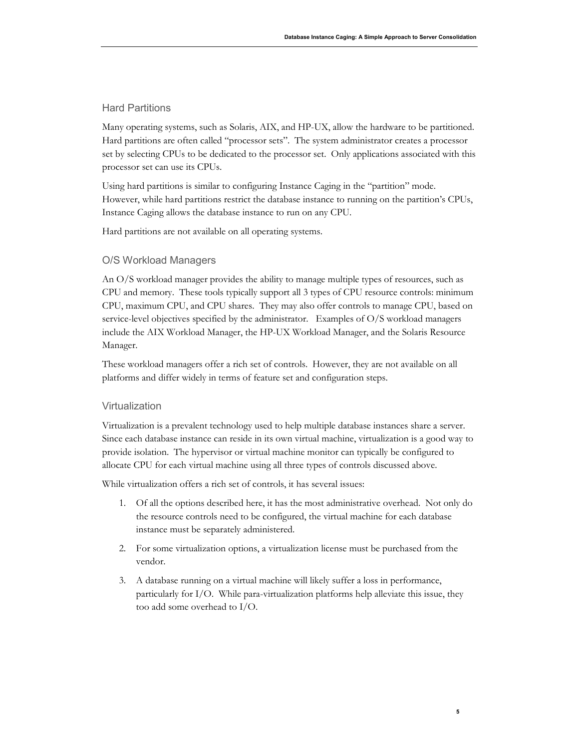## Hard Partitions

Many operating systems, such as Solaris, AIX, and HP-UX, allow the hardware to be partitioned. Hard partitions are often called "processor sets". The system administrator creates a processor set by selecting CPUs to be dedicated to the processor set. Only applications associated with this processor set can use its CPUs.

Using hard partitions is similar to configuring Instance Caging in the "partition" mode. However, while hard partitions restrict the database instance to running on the partition's CPUs, Instance Caging allows the database instance to run on any CPU.

Hard partitions are not available on all operating systems.

## O/S Workload Managers

An O/S workload manager provides the ability to manage multiple types of resources, such as CPU and memory. These tools typically support all 3 types of CPU resource controls: minimum CPU, maximum CPU, and CPU shares. They may also offer controls to manage CPU, based on service-level objectives specified by the administrator. Examples of O/S workload managers include the AIX Workload Manager, the HP-UX Workload Manager, and the Solaris Resource Manager.

These workload managers offer a rich set of controls. However, they are not available on all platforms and differ widely in terms of feature set and configuration steps.

## Virtualization

Virtualization is a prevalent technology used to help multiple database instances share a server. Since each database instance can reside in its own virtual machine, virtualization is a good way to provide isolation. The hypervisor or virtual machine monitor can typically be configured to allocate CPU for each virtual machine using all three types of controls discussed above.

While virtualization offers a rich set of controls, it has several issues:

1. Of all the options described here, it has the most administrative overhead. Not only do the resource controls need to be configured, the virtual machine for each database instance must be separately administered.
2. For some virtualization options, a virtualization license must be purchased from the vendor.
3. A database running on a virtual machine will likely suffer a loss in performance, particularly for I/O. While para-virtualization platforms help alleviate this issue, they too add some overhead to I/O.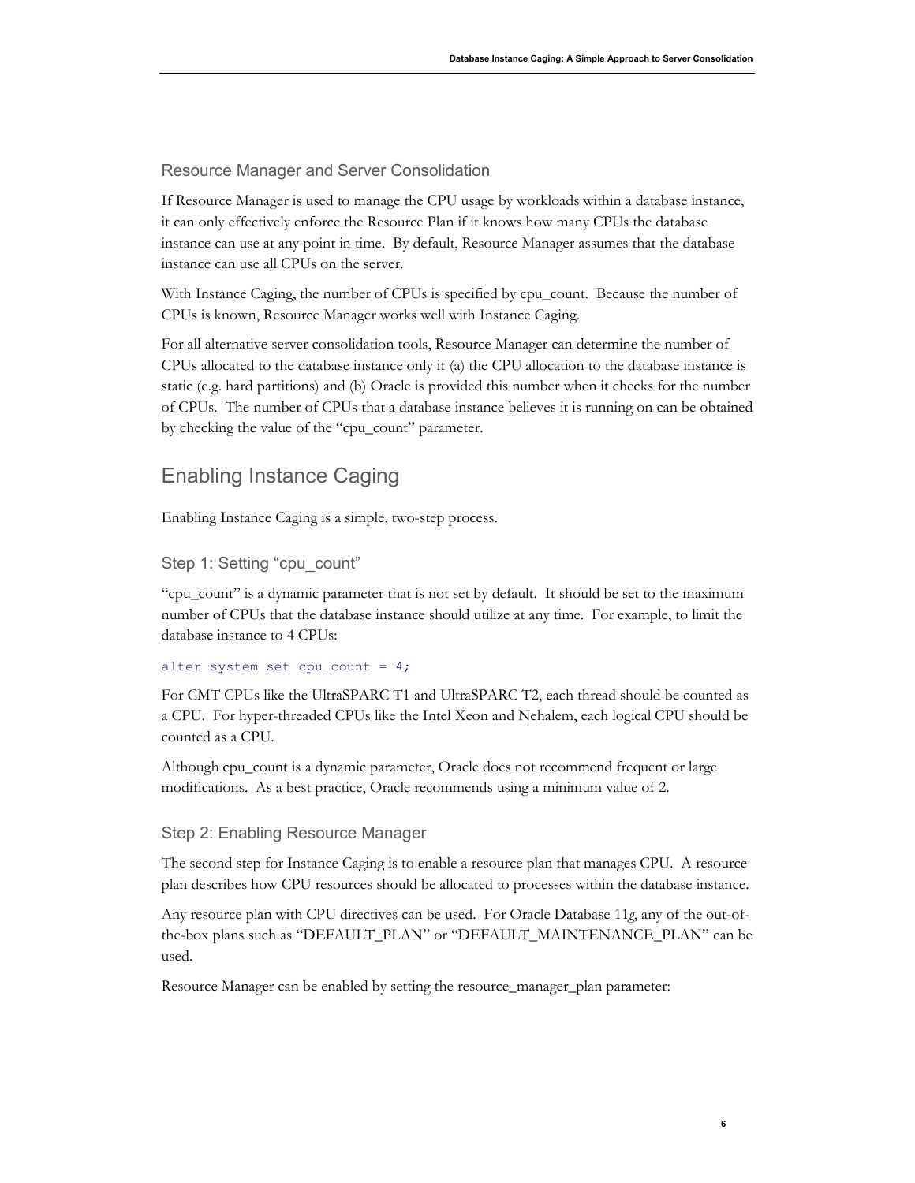### Resource Manager and Server Consolidation

If Resource Manager is used to manage the CPU usage by workloads within a database instance, it can only effectively enforce the Resource Plan if it knows how many CPUs the database instance can use at any point in time. By default, Resource Manager assumes that the database instance can use all CPUs on the server.

With Instance Caging, the number of CPUs is specified by cpu_count. Because the number of CPUs is known, Resource Manager works well with Instance Caging.

For all alternative server consolidation tools, Resource Manager can determine the number of CPUs allocated to the database instance only if (a) the CPU allocation to the database instance is static (e.g. hard partitions) and (b) Oracle is provided this number when it checks for the number of CPUs. The number of CPUs that a database instance believes it is running on can be obtained by checking the value of the "cpu_count" parameter.

## Enabling Instance Caging

Enabling Instance Caging is a simple, two-step process.

### Step 1: Setting "cpu_count"

"cpu_count" is a dynamic parameter that is not set by default. It should be set to the maximum number of CPUs that the database instance should utilize at any time. For example, to limit the database instance to 4 CPUs:

```
alter system set cpu_count = 4;
```

For CMT CPUs like the UltraSPARC T1 and UltraSPARC T2, each thread should be counted as a CPU. For hyper-threaded CPUs like the Intel Xeon and Nehalem, each logical CPU should be counted as a CPU.

Although cpu_count is a dynamic parameter, Oracle does not recommend frequent or large modifications. As a best practice, Oracle recommends using a minimum value of 2.

### Step 2: Enabling Resource Manager

The second step for Instance Caging is to enable a resource plan that manages CPU. A resource plan describes how CPU resources should be allocated to processes within the database instance.

Any resource plan with CPU directives can be used. For Oracle Database 11*g*, any of the out-of-the-box plans such as "DEFAULT_PLAN" or "DEFAULT_MAINTENANCE_PLAN" can be used.

Resource Manager can be enabled by setting the resource_manager_plan parameter: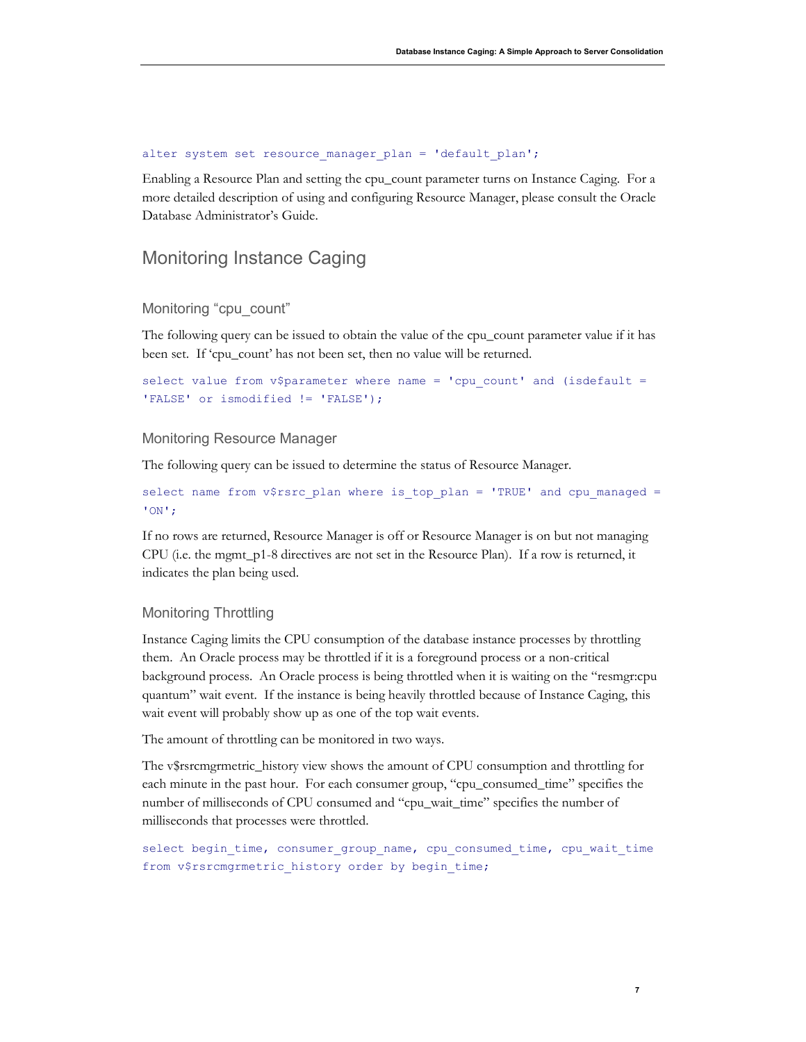```
alter system set resource_manager_plan = 'default_plan';
```

Enabling a Resource Plan and setting the cpu_count parameter turns on Instance Caging. For a more detailed description of using and configuring Resource Manager, please consult the Oracle Database Administrator's Guide.

## Monitoring Instance Caging

### Monitoring "cpu_count"

The following query can be issued to obtain the value of the cpu_count parameter value if it has been set. If 'cpu_count' has not been set, then no value will be returned.

```
select value from v$parameter where name = 'cpu_count' and (isdefault =
'FALSE' or ismodified != 'FALSE');
```

### Monitoring Resource Manager

The following query can be issued to determine the status of Resource Manager.

```
select name from v$rsrc_plan where is_top_plan = 'TRUE' and cpu_managed =
'ON';
```

If no rows are returned, Resource Manager is off or Resource Manager is on but not managing CPU (i.e. the mgmt_p1-8 directives are not set in the Resource Plan). If a row is returned, it indicates the plan being used.

### Monitoring Throttling

Instance Caging limits the CPU consumption of the database instance processes by throttling them. An Oracle process may be throttled if it is a foreground process or a non-critical background process. An Oracle process is being throttled when it is waiting on the "resmgr:cpu quantum" wait event. If the instance is being heavily throttled because of Instance Caging, this wait event will probably show up as one of the top wait events.

The amount of throttling can be monitored in two ways.

The v$rsrcmgrmetric_history view shows the amount of CPU consumption and throttling for each minute in the past hour. For each consumer group, "cpu_consumed_time" specifies the number of milliseconds of CPU consumed and "cpu_wait_time" specifies the number of milliseconds that processes were throttled.

```
select begin_time, consumer_group_name, cpu_consumed_time, cpu_wait_time
from v$rsrcmgrmetric_history order by begin_time;
```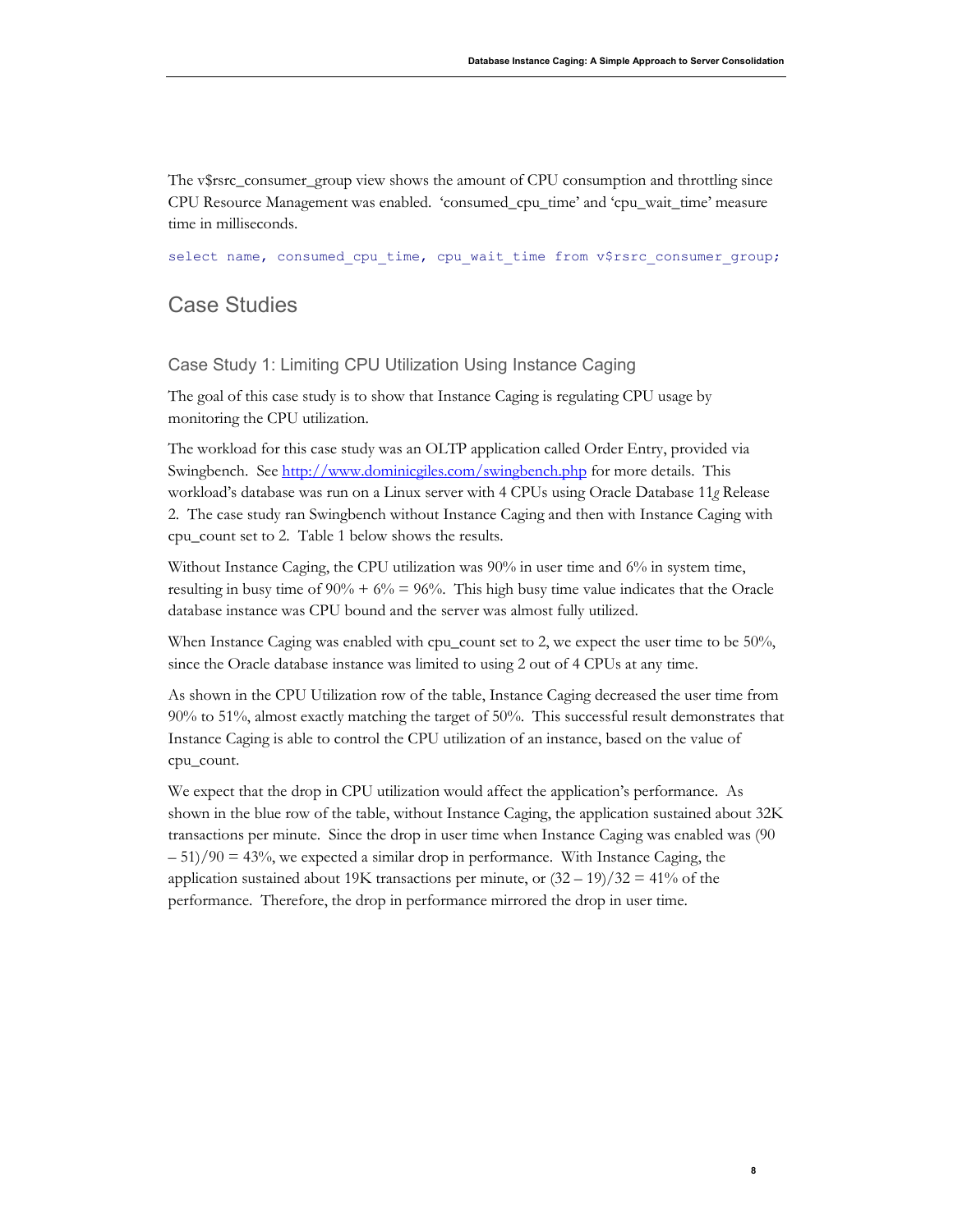The v$rsrc_consumer_group view shows the amount of CPU consumption and throttling since CPU Resource Management was enabled. 'consumed_cpu_time' and 'cpu_wait_time' measure time in milliseconds.

```
select name, consumed_cpu_time, cpu_wait_time from v$rsrc_consumer_group;
```

## Case Studies

### Case Study 1: Limiting CPU Utilization Using Instance Caging

The goal of this case study is to show that Instance Caging is regulating CPU usage by monitoring the CPU utilization.

The workload for this case study was an OLTP application called Order Entry, provided via Swingbench. See [http://www.dominicgiles.com/swingbench.php](http://www.dominicgiles.com/swingbench.php) for more details. This workload's database was run on a Linux server with 4 CPUs using Oracle Database 11*g* Release 2. The case study ran Swingbench without Instance Caging and then with Instance Caging with cpu_count set to 2. Table 1 below shows the results.

Without Instance Caging, the CPU utilization was 90% in user time and 6% in system time, resulting in busy time of 90% + 6% = 96%. This high busy time value indicates that the Oracle database instance was CPU bound and the server was almost fully utilized.

When Instance Caging was enabled with cpu_count set to 2, we expect the user time to be 50%, since the Oracle database instance was limited to using 2 out of 4 CPUs at any time.

As shown in the CPU Utilization row of the table, Instance Caging decreased the user time from 90% to 51%, almost exactly matching the target of 50%. This successful result demonstrates that Instance Caging is able to control the CPU utilization of an instance, based on the value of cpu_count.

We expect that the drop in CPU utilization would affect the application's performance. As shown in the blue row of the table, without Instance Caging, the application sustained about 32K transactions per minute. Since the drop in user time when Instance Caging was enabled was (90 – 51)/90 = 43%, we expected a similar drop in performance. With Instance Caging, the application sustained about 19K transactions per minute, or (32 – 19)/32 = 41% of the performance. Therefore, the drop in performance mirrored the drop in user time.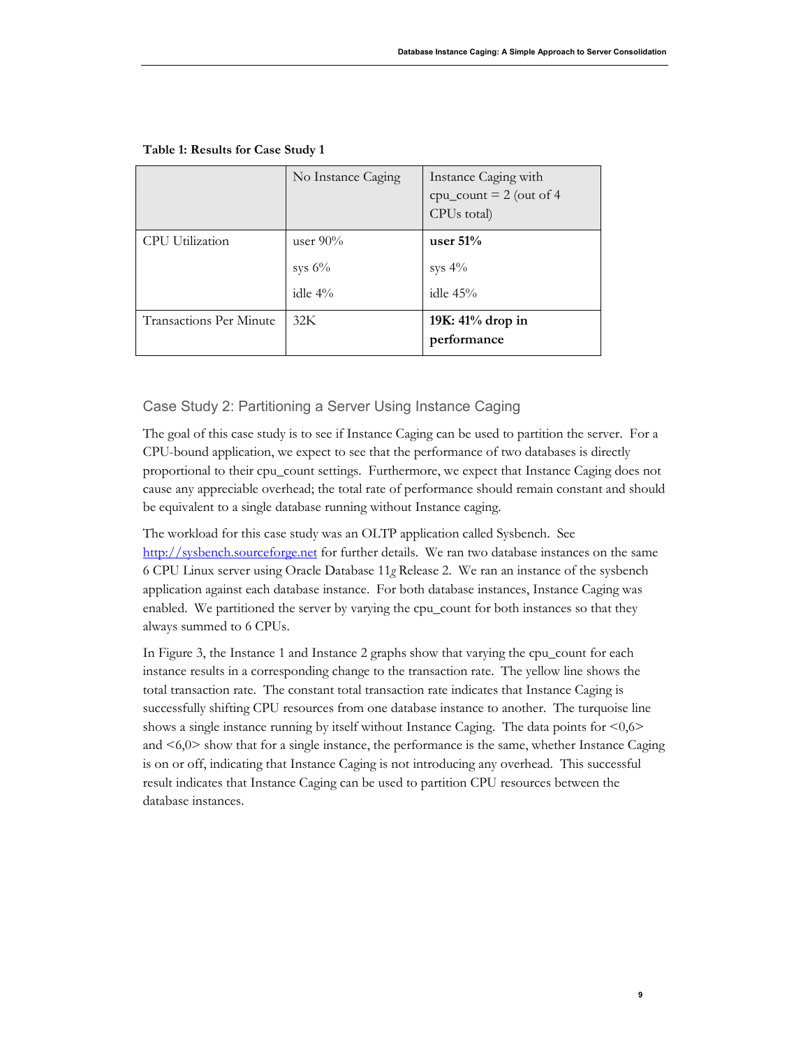**Table 1: Results for Case Study 1**

| | No Instance Caging | Instance Caging with cpu_count = 2 (out of 4 CPUs total) |
|---|---|---|
| CPU Utilization | user 90%<br>sys 6%<br>idle 4% | **user 51%**<br>sys 4%<br>idle 45% |
| Transactions Per Minute | 32K | **19K: 41% drop in performance** |

## Case Study 2: Partitioning a Server Using Instance Caging

The goal of this case study is to see if Instance Caging can be used to partition the server. For a CPU-bound application, we expect to see that the performance of two databases is directly proportional to their cpu_count settings. Furthermore, we expect that Instance Caging does not cause any appreciable overhead; the total rate of performance should remain constant and should be equivalent to a single database running without Instance caging.

The workload for this case study was an OLTP application called Sysbench. See [http://sysbench.sourceforge.net](http://sysbench.sourceforge.net) for further details. We ran two database instances on the same 6 CPU Linux server using Oracle Database 11*g* Release 2. We ran an instance of the sysbench application against each database instance. For both database instances, Instance Caging was enabled. We partitioned the server by varying the cpu_count for both instances so that they always summed to 6 CPUs.

In Figure 3, the Instance 1 and Instance 2 graphs show that varying the cpu_count for each instance results in a corresponding change to the transaction rate. The yellow line shows the total transaction rate. The constant total transaction rate indicates that Instance Caging is successfully shifting CPU resources from one database instance to another. The turquoise line shows a single instance running by itself without Instance Caging. The data points for <0,6> and <6,0> show that for a single instance, the performance is the same, whether Instance Caging is on or off, indicating that Instance Caging is not introducing any overhead. This successful result indicates that Instance Caging can be used to partition CPU resources between the database instances.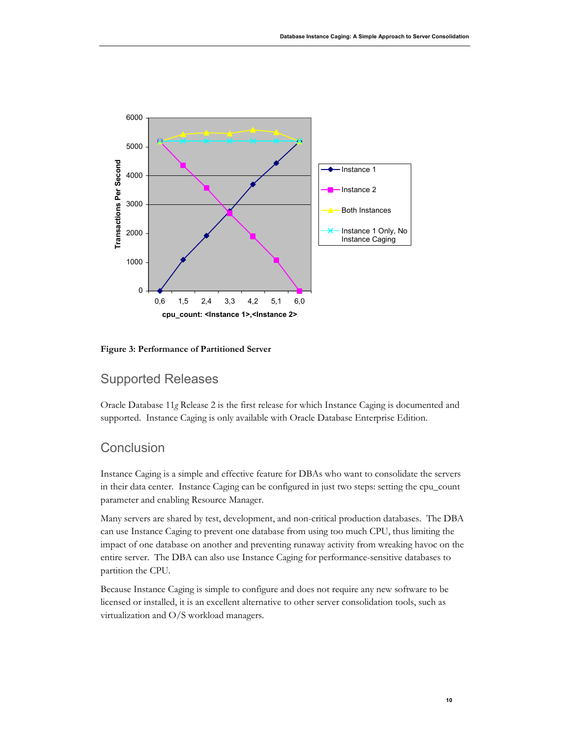Figure 3: Performance of Partitioned Server

## Supported Releases

Oracle Database 11*g* Release 2 is the first release for which Instance Caging is documented and supported. Instance Caging is only available with Oracle Database Enterprise Edition.

## Conclusion

Instance Caging is a simple and effective feature for DBAs who want to consolidate the servers in their data center. Instance Caging can be configured in just two steps: setting the cpu_count parameter and enabling Resource Manager.

Many servers are shared by test, development, and non-critical production databases. The DBA can use Instance Caging to prevent one database from using too much CPU, thus limiting the impact of one database on another and preventing runaway activity from wreaking havoc on the entire server. The DBA can also use Instance Caging for performance-sensitive databases to partition the CPU.

Because Instance Caging is simple to configure and does not require any new software to be licensed or installed, it is an excellent alternative to other server consolidation tools, such as virtualization and O/S workload managers.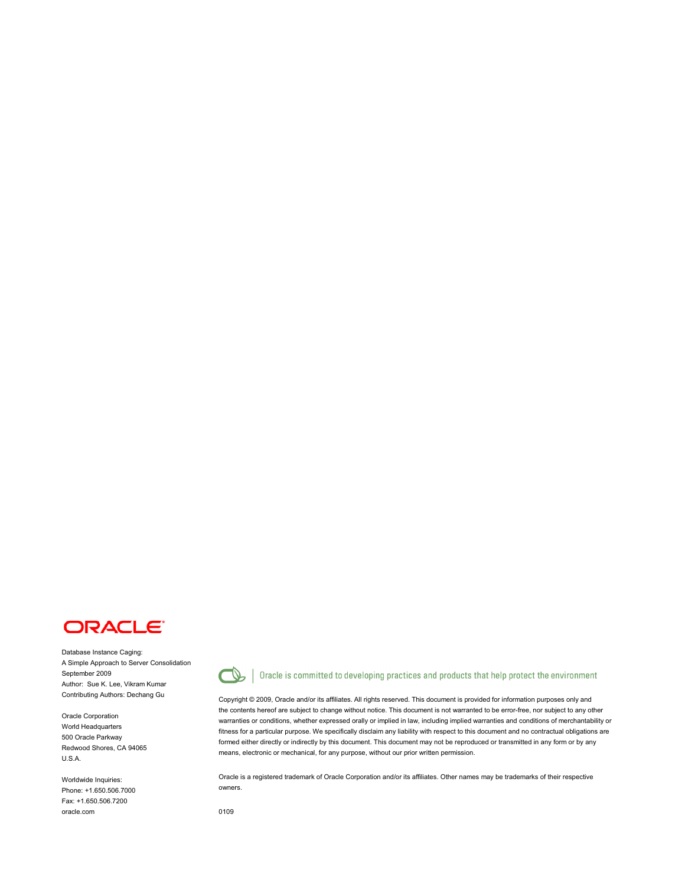ORACLE

Database Instance Caging:
A Simple Approach to Server Consolidation
September 2009
Author: Sue K. Lee, Vikram Kumar
Contributing Authors: Dechang Gu

Oracle Corporation
World Headquarters
500 Oracle Parkway
Redwood Shores, CA 94065
U.S.A.

Worldwide Inquiries:
Phone: +1.650.506.7000
Fax: +1.650.506.7200
oracle.com

Oracle is committed to developing practices and products that help protect the environment

Copyright © 2009, Oracle and/or its affiliates. All rights reserved. This document is provided for information purposes only and the contents hereof are subject to change without notice. This document is not warranted to be error-free, nor subject to any other warranties or conditions, whether expressed orally or implied in law, including implied warranties and conditions of merchantability or fitness for a particular purpose. We specifically disclaim any liability with respect to this document and no contractual obligations are formed either directly or indirectly by this document. This document may not be reproduced or transmitted in any form or by any means, electronic or mechanical, for any purpose, without our prior written permission.

Oracle is a registered trademark of Oracle Corporation and/or its affiliates. Other names may be trademarks of their respective owners.

0109